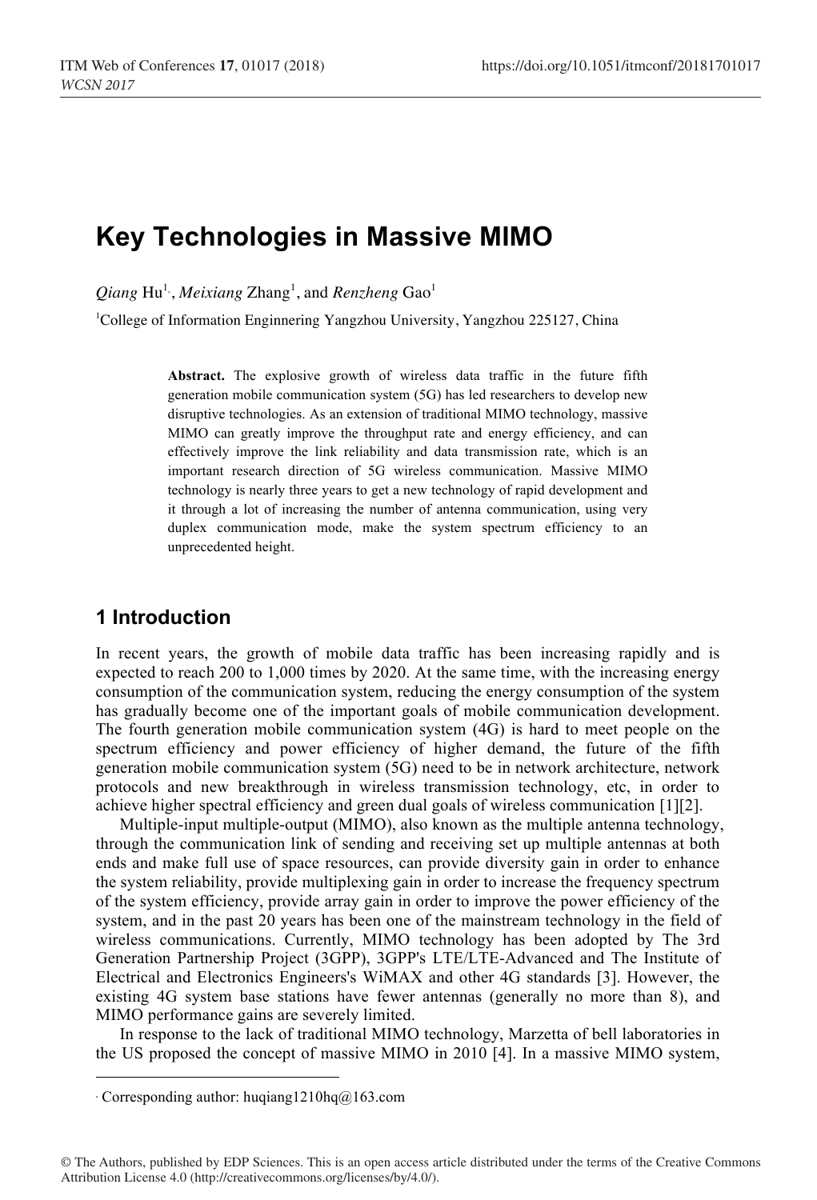# Key Technologies in Massive MIMO

*Qiang* Hu[1,\*], *Meixiang* Zhang[1], and *Renzheng* Gao[1]

[1]College of Information Enginnering Yangzhou University, Yangzhou 225127, China

**Abstract.** The explosive growth of wireless data traffic in the future fifth generation mobile communication system (5G) has led researchers to develop new disruptive technologies. As an extension of traditional MIMO technology, massive MIMO can greatly improve the throughput rate and energy efficiency, and can effectively improve the link reliability and data transmission rate, which is an important research direction of 5G wireless communication. Massive MIMO technology is nearly three years to get a new technology of rapid development and it through a lot of increasing the number of antenna communication, using very duplex communication mode, make the system spectrum efficiency to an unprecedented height.

## 1 Introduction

In recent years, the growth of mobile data traffic has been increasing rapidly and is expected to reach 200 to 1,000 times by 2020. At the same time, with the increasing energy consumption of the communication system, reducing the energy consumption of the system has gradually become one of the important goals of mobile communication development. The fourth generation mobile communication system (4G) is hard to meet people on the spectrum efficiency and power efficiency of higher demand, the future of the fifth generation mobile communication system (5G) need to be in network architecture, network protocols and new breakthrough in wireless transmission technology, etc, in order to achieve higher spectral efficiency and green dual goals of wireless communication [1][2].

Multiple-input multiple-output (MIMO), also known as the multiple antenna technology, through the communication link of sending and receiving set up multiple antennas at both ends and make full use of space resources, can provide diversity gain in order to enhance the system reliability, provide multiplexing gain in order to increase the frequency spectrum of the system efficiency, provide array gain in order to improve the power efficiency of the system, and in the past 20 years has been one of the mainstream technology in the field of wireless communications. Currently, MIMO technology has been adopted by The 3rd Generation Partnership Project (3GPP), 3GPP's LTE/LTE-Advanced and The Institute of Electrical and Electronics Engineers's WiMAX and other 4G standards [3]. However, the existing 4G system base stations have fewer antennas (generally no more than 8), and MIMO performance gains are severely limited.

In response to the lack of traditional MIMO technology, Marzetta of bell laboratories in the US proposed the concept of massive MIMO in 2010 [4]. In a massive MIMO system,

\* Corresponding author: huqiang1210hq@163.com

© The Authors, published by EDP Sciences. This is an open access article distributed under the terms of the Creative Commons Attribution License 4.0 (http://creativecommons.org/licenses/by/4.0/).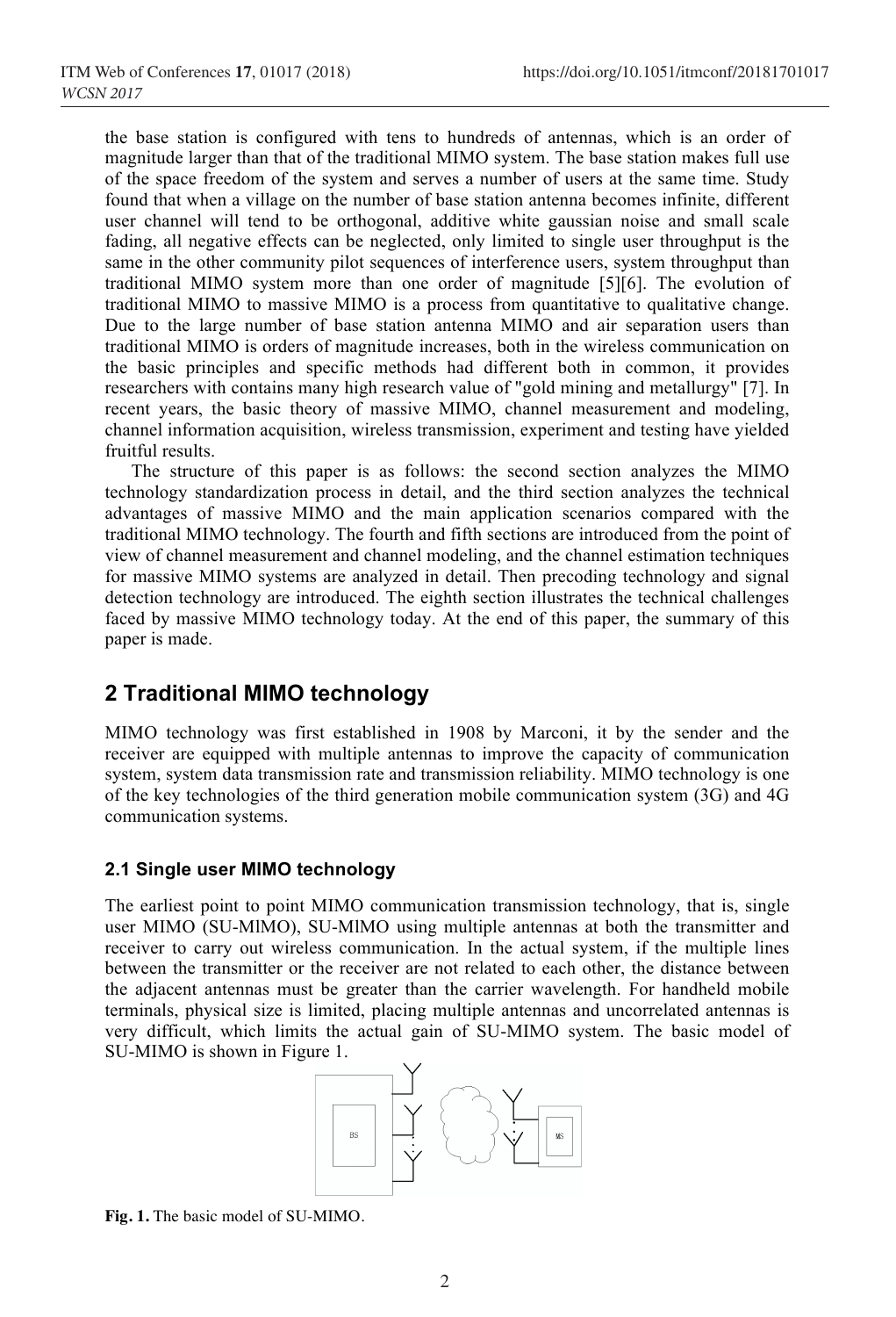the base station is configured with tens to hundreds of antennas, which is an order of magnitude larger than that of the traditional MIMO system. The base station makes full use of the space freedom of the system and serves a number of users at the same time. Study found that when a village on the number of base station antenna becomes infinite, different user channel will tend to be orthogonal, additive white gaussian noise and small scale fading, all negative effects can be neglected, only limited to single user throughput is the same in the other community pilot sequences of interference users, system throughput than traditional MIMO system more than one order of magnitude [5][6]. The evolution of traditional MIMO to massive MIMO is a process from quantitative to qualitative change. Due to the large number of base station antenna MIMO and air separation users than traditional MIMO is orders of magnitude increases, both in the wireless communication on the basic principles and specific methods had different both in common, it provides researchers with contains many high research value of "gold mining and metallurgy" [7]. In recent years, the basic theory of massive MIMO, channel measurement and modeling, channel information acquisition, wireless transmission, experiment and testing have yielded fruitful results.

The structure of this paper is as follows: the second section analyzes the MIMO technology standardization process in detail, and the third section analyzes the technical advantages of massive MIMO and the main application scenarios compared with the traditional MIMO technology. The fourth and fifth sections are introduced from the point of view of channel measurement and channel modeling, and the channel estimation techniques for massive MIMO systems are analyzed in detail. Then precoding technology and signal detection technology are introduced. The eighth section illustrates the technical challenges faced by massive MIMO technology today. At the end of this paper, the summary of this paper is made.

## 2 Traditional MIMO technology

MIMO technology was first established in 1908 by Marconi, it by the sender and the receiver are equipped with multiple antennas to improve the capacity of communication system, system data transmission rate and transmission reliability. MIMO technology is one of the key technologies of the third generation mobile communication system (3G) and 4G communication systems.

### 2.1 Single user MIMO technology

The earliest point to point MIMO communication transmission technology, that is, single user MIMO (SU-MIMO), SU-MIMO using multiple antennas at both the transmitter and receiver to carry out wireless communication. In the actual system, if the multiple lines between the transmitter or the receiver are not related to each other, the distance between the adjacent antennas must be greater than the carrier wavelength. For handheld mobile terminals, physical size is limited, placing multiple antennas and uncorrelated antennas is very difficult, which limits the actual gain of SU-MIMO system. The basic model of SU-MIMO is shown in Figure 1.

**Fig. 1.** The basic model of SU-MIMO.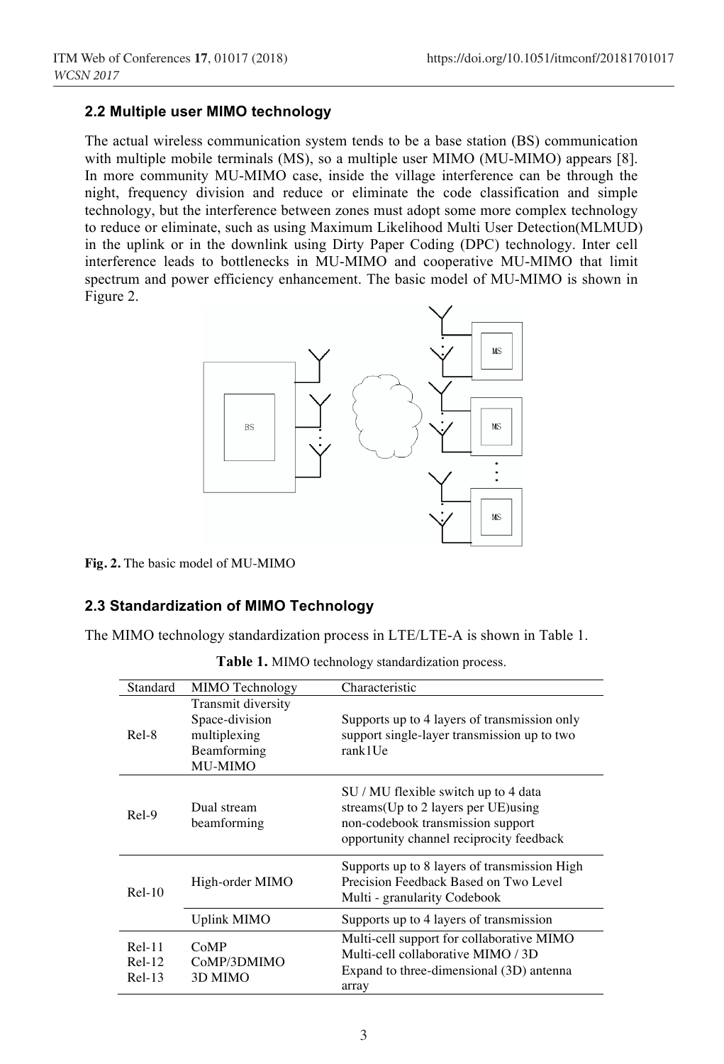### 2.2 Multiple user MIMO technology

The actual wireless communication system tends to be a base station (BS) communication with multiple mobile terminals (MS), so a multiple user MIMO (MU-MIMO) appears [8]. In more community MU-MIMO case, inside the village interference can be through the night, frequency division and reduce or eliminate the code classification and simple technology, but the interference between zones must adopt some more complex technology to reduce or eliminate, such as using Maximum Likelihood Multi User Detection(MLMUD) in the uplink or in the downlink using Dirty Paper Coding (DPC) technology. Inter cell interference leads to bottlenecks in MU-MIMO and cooperative MU-MIMO that limit spectrum and power efficiency enhancement. The basic model of MU-MIMO is shown in Figure 2.

**Fig. 2.** The basic model of MU-MIMO

### 2.3 Standardization of MIMO Technology

The MIMO technology standardization process in LTE/LTE-A is shown in Table 1.

**Table 1.** MIMO technology standardization process.

| Standard | MIMO Technology | Characteristic |
|---|---|---|
| Rel-8 | Transmit diversity<br>Space-division multiplexing<br>Beamforming<br>MU-MIMO | Supports up to 4 layers of transmission only support single-layer transmission up to two rank1Ue |
| Rel-9 | Dual stream beamforming | SU / MU flexible switch up to 4 data streams(Up to 2 layers per UE)using non-codebook transmission support opportunity channel reciprocity feedback |
| Rel-10 | High-order MIMO | Supports up to 8 layers of transmission High Precision Feedback Based on Two Level Multi - granularity Codebook |
| | Uplink MIMO | Supports up to 4 layers of transmission |
| Rel-11<br>Rel-12<br>Rel-13 | CoMP<br>CoMP/3DMIMO<br>3D MIMO | Multi-cell support for collaborative MIMO<br>Multi-cell collaborative MIMO / 3D<br>Expand to three-dimensional (3D) antenna array |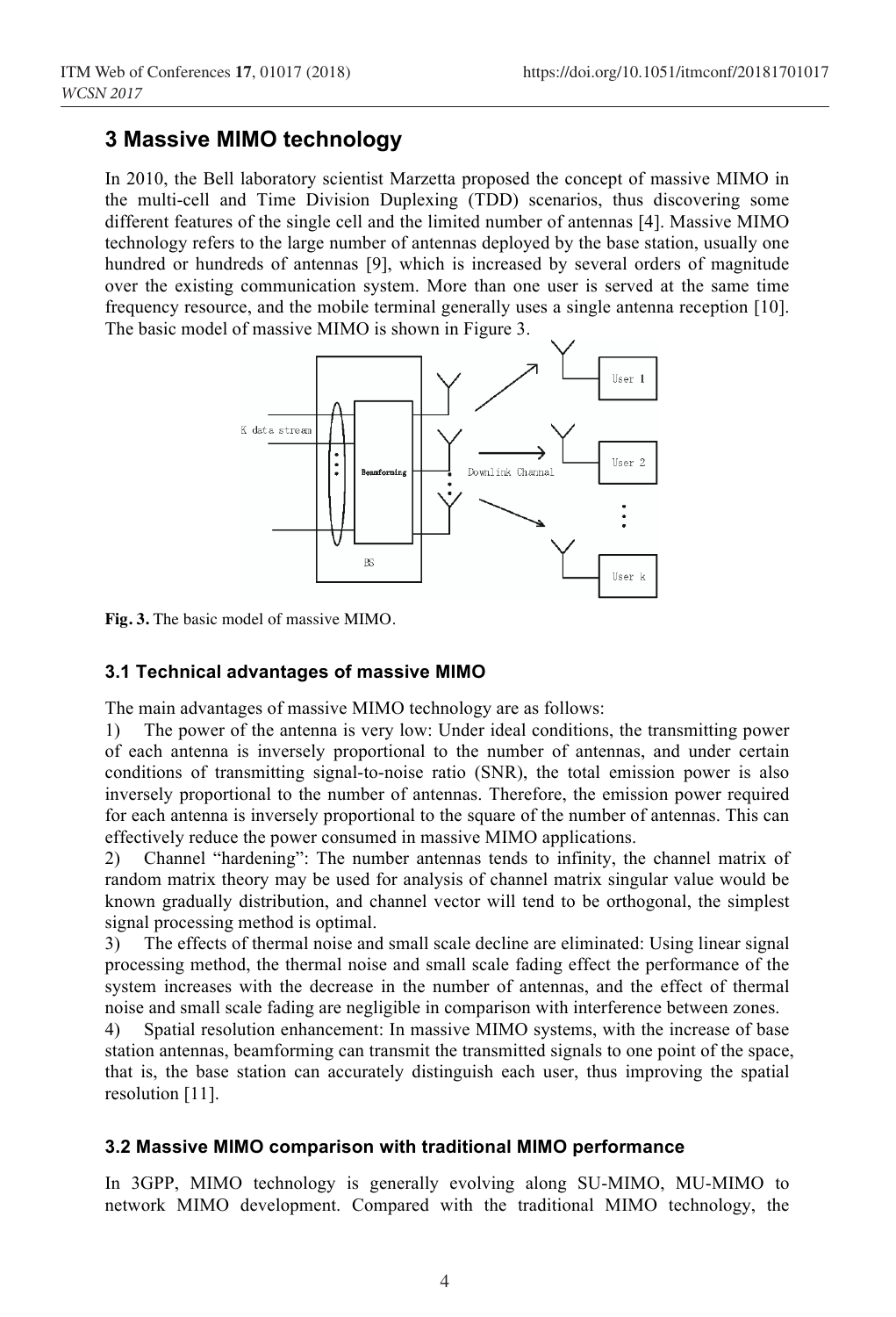## 3 Massive MIMO technology

In 2010, the Bell laboratory scientist Marzetta proposed the concept of massive MIMO in the multi-cell and Time Division Duplexing (TDD) scenarios, thus discovering some different features of the single cell and the limited number of antennas [4]. Massive MIMO technology refers to the large number of antennas deployed by the base station, usually one hundred or hundreds of antennas [9], which is increased by several orders of magnitude over the existing communication system. More than one user is served at the same time frequency resource, and the mobile terminal generally uses a single antenna reception [10]. The basic model of massive MIMO is shown in Figure 3.

**Fig. 3.** The basic model of massive MIMO.

### 3.1 Technical advantages of massive MIMO

The main advantages of massive MIMO technology are as follows:

1) The power of the antenna is very low: Under ideal conditions, the transmitting power of each antenna is inversely proportional to the number of antennas, and under certain conditions of transmitting signal-to-noise ratio (SNR), the total emission power is also inversely proportional to the number of antennas. Therefore, the emission power required for each antenna is inversely proportional to the square of the number of antennas. This can effectively reduce the power consumed in massive MIMO applications.

2) Channel "hardening": The number antennas tends to infinity, the channel matrix of random matrix theory may be used for analysis of channel matrix singular value would be known gradually distribution, and channel vector will tend to be orthogonal, the simplest signal processing method is optimal.

3) The effects of thermal noise and small scale decline are eliminated: Using linear signal processing method, the thermal noise and small scale fading effect the performance of the system increases with the decrease in the number of antennas, and the effect of thermal noise and small scale fading are negligible in comparison with interference between zones.

4) Spatial resolution enhancement: In massive MIMO systems, with the increase of base station antennas, beamforming can transmit the transmitted signals to one point of the space, that is, the base station can accurately distinguish each user, thus improving the spatial resolution [11].

### 3.2 Massive MIMO comparison with traditional MIMO performance

In 3GPP, MIMO technology is generally evolving along SU-MIMO, MU-MIMO to network MIMO development. Compared with the traditional MIMO technology, the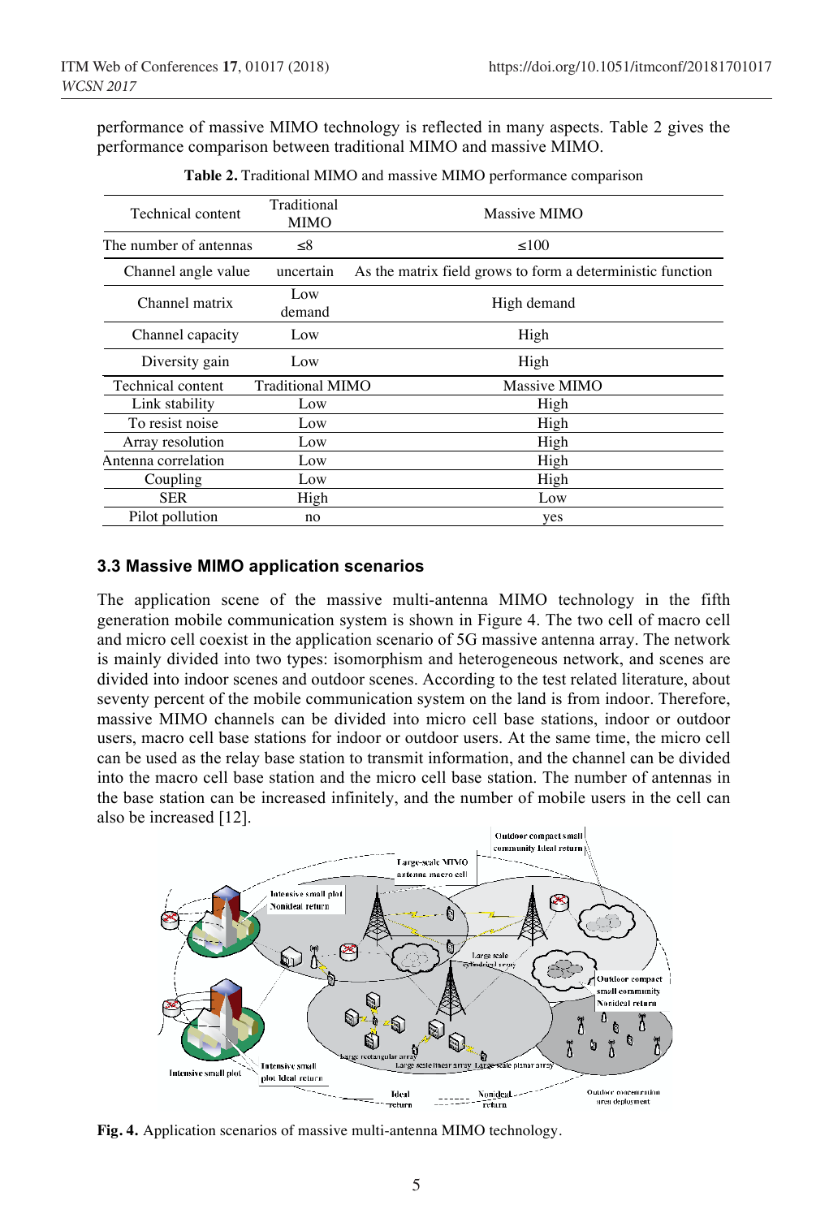performance of massive MIMO technology is reflected in many aspects. Table 2 gives the performance comparison between traditional MIMO and massive MIMO.

**Table 2.** Traditional MIMO and massive MIMO performance comparison

| Technical content | Traditional MIMO | Massive MIMO |
|---|---|---|
| The number of antennas | ≤8 | ≤100 |
| Channel angle value | uncertain | As the matrix field grows to form a deterministic function |
| Channel matrix | Low demand | High demand |
| Channel capacity | Low | High |
| Diversity gain | Low | High |
| Technical content | Traditional MIMO | Massive MIMO |
| Link stability | Low | High |
| To resist noise | Low | High |
| Array resolution | Low | High |
| Antenna correlation | Low | High |
| Coupling | Low | High |
| SER | High | Low |
| Pilot pollution | no | yes |

### 3.3 Massive MIMO application scenarios

The application scene of the massive multi-antenna MIMO technology in the fifth generation mobile communication system is shown in Figure 4. The two cell of macro cell and micro cell coexist in the application scenario of 5G massive antenna array. The network is mainly divided into two types: isomorphism and heterogeneous network, and scenes are divided into indoor scenes and outdoor scenes. According to the test related literature, about seventy percent of the mobile communication system on the land is from indoor. Therefore, massive MIMO channels can be divided into micro cell base stations, indoor or outdoor users, macro cell base stations for indoor or outdoor users. At the same time, the micro cell can be used as the relay base station to transmit information, and the channel can be divided into the macro cell base station and the micro cell base station. The number of antennas in the base station can be increased infinitely, and the number of mobile users in the cell can also be increased [12].

**Fig. 4.** Application scenarios of massive multi-antenna MIMO technology.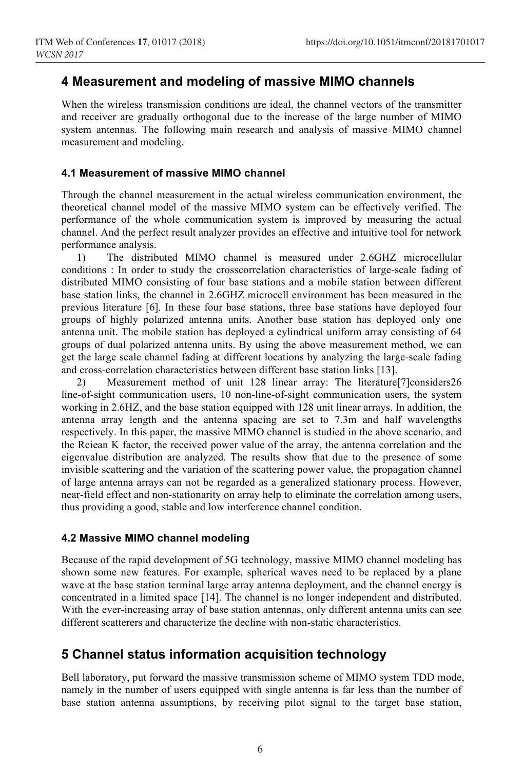## 4 Measurement and modeling of massive MIMO channels

When the wireless transmission conditions are ideal, the channel vectors of the transmitter and receiver are gradually orthogonal due to the increase of the large number of MIMO system antennas. The following main research and analysis of massive MIMO channel measurement and modeling.

### 4.1 Measurement of massive MIMO channel

Through the channel measurement in the actual wireless communication environment, the theoretical channel model of the massive MIMO system can be effectively verified. The performance of the whole communication system is improved by measuring the actual channel. And the perfect result analyzer provides an effective and intuitive tool for network performance analysis.

1) The distributed MIMO channel is measured under 2.6GHZ microcellular conditions : In order to study the crosscorrelation characteristics of large-scale fading of distributed MIMO consisting of four base stations and a mobile station between different base station links, the channel in 2.6GHZ microcell environment has been measured in the previous literature [6]. In these four base stations, three base stations have deployed four groups of highly polarized antenna units. Another base station has deployed only one antenna unit. The mobile station has deployed a cylindrical uniform array consisting of 64 groups of dual polarized antenna units. By using the above measurement method, we can get the large scale channel fading at different locations by analyzing the large-scale fading and cross-correlation characteristics between different base station links [13].

2) Measurement method of unit 128 linear array: The literature[7]considers26 line-of-sight communication users, 10 non-line-of-sight communication users, the system working in 2.6HZ, and the base station equipped with 128 unit linear arrays. In addition, the antenna array length and the antenna spacing are set to 7.3m and half wavelengths respectively. In this paper, the massive MIMO channel is studied in the above scenario, and the Rciean K factor, the received power value of the array, the antenna correlation and the eigenvalue distribution are analyzed. The results show that due to the presence of some invisible scattering and the variation of the scattering power value, the propagation channel of large antenna arrays can not be regarded as a generalized stationary process. However, near-field effect and non-stationarity on array help to eliminate the correlation among users, thus providing a good, stable and low interference channel condition.

### 4.2 Massive MIMO channel modeling

Because of the rapid development of 5G technology, massive MIMO channel modeling has shown some new features. For example, spherical waves need to be replaced by a plane wave at the base station terminal large array antenna deployment, and the channel energy is concentrated in a limited space [14]. The channel is no longer independent and distributed. With the ever-increasing array of base station antennas, only different antenna units can see different scatterers and characterize the decline with non-static characteristics.

## 5 Channel status information acquisition technology

Bell laboratory, put forward the massive transmission scheme of MIMO system TDD mode, namely in the number of users equipped with single antenna is far less than the number of base station antenna assumptions, by receiving pilot signal to the target base station,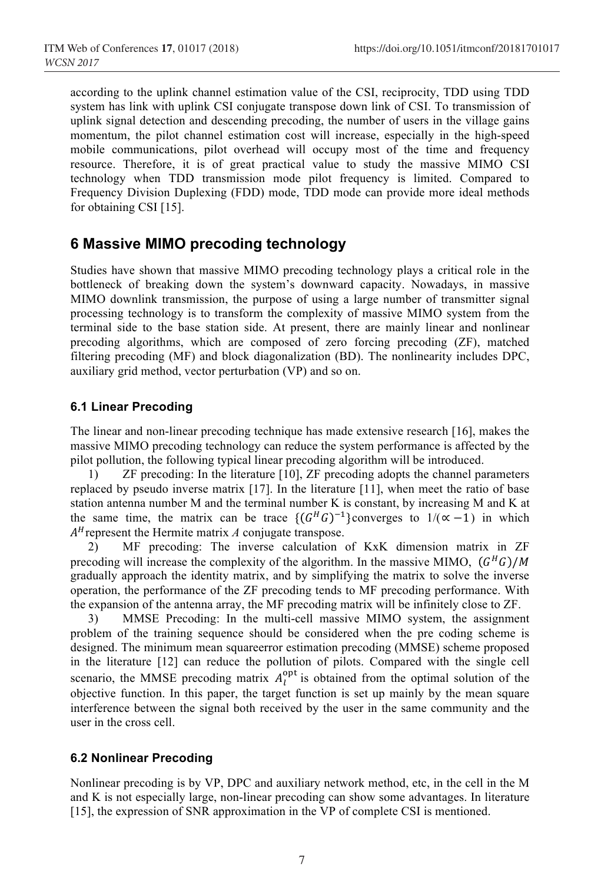according to the uplink channel estimation value of the CSI, reciprocity, TDD using TDD system has link with uplink CSI conjugate transpose down link of CSI. To transmission of uplink signal detection and descending precoding, the number of users in the village gains momentum, the pilot channel estimation cost will increase, especially in the high-speed mobile communications, pilot overhead will occupy most of the time and frequency resource. Therefore, it is of great practical value to study the massive MIMO CSI technology when TDD transmission mode pilot frequency is limited. Compared to Frequency Division Duplexing (FDD) mode, TDD mode can provide more ideal methods for obtaining CSI [15].

## 6 Massive MIMO precoding technology

Studies have shown that massive MIMO precoding technology plays a critical role in the bottleneck of breaking down the system's downward capacity. Nowadays, in massive MIMO downlink transmission, the purpose of using a large number of transmitter signal processing technology is to transform the complexity of massive MIMO system from the terminal side to the base station side. At present, there are mainly linear and nonlinear precoding algorithms, which are composed of zero forcing precoding (ZF), matched filtering precoding (MF) and block diagonalization (BD). The nonlinearity includes DPC, auxiliary grid method, vector perturbation (VP) and so on.

### 6.1 Linear Precoding

The linear and non-linear precoding technique has made extensive research [16], makes the massive MIMO precoding technology can reduce the system performance is affected by the pilot pollution, the following typical linear precoding algorithm will be introduced.

1) ZF precoding: In the literature [10], ZF precoding adopts the channel parameters replaced by pseudo inverse matrix [17]. In the literature [11], when meet the ratio of base station antenna number M and the terminal number K is constant, by increasing M and K at the same time, the matrix can be trace $\{(G^H G)^{-1}\}$converges to $1/(\propto -1)$ in which $A^H$represent the Hermite matrix *A* conjugate transpose.

2) MF precoding: The inverse calculation of KxK dimension matrix in ZF precoding will increase the complexity of the algorithm. In the massive MIMO, $(G^H G)/M$ gradually approach the identity matrix, and by simplifying the matrix to solve the inverse operation, the performance of the ZF precoding tends to MF precoding performance. With the expansion of the antenna array, the MF precoding matrix will be infinitely close to ZF.

3) MMSE Precoding: In the multi-cell massive MIMO system, the assignment problem of the training sequence should be considered when the pre coding scheme is designed. The minimum mean squareerror estimation precoding (MMSE) scheme proposed in the literature [12] can reduce the pollution of pilots. Compared with the single cell scenario, the MMSE precoding matrix $A_l^{\text{opt}}$ is obtained from the optimal solution of the objective function. In this paper, the target function is set up mainly by the mean square interference between the signal both received by the user in the same community and the user in the cross cell.

### 6.2 Nonlinear Precoding

Nonlinear precoding is by VP, DPC and auxiliary network method, etc, in the cell in the M and K is not especially large, non-linear precoding can show some advantages. In literature [15], the expression of SNR approximation in the VP of complete CSI is mentioned.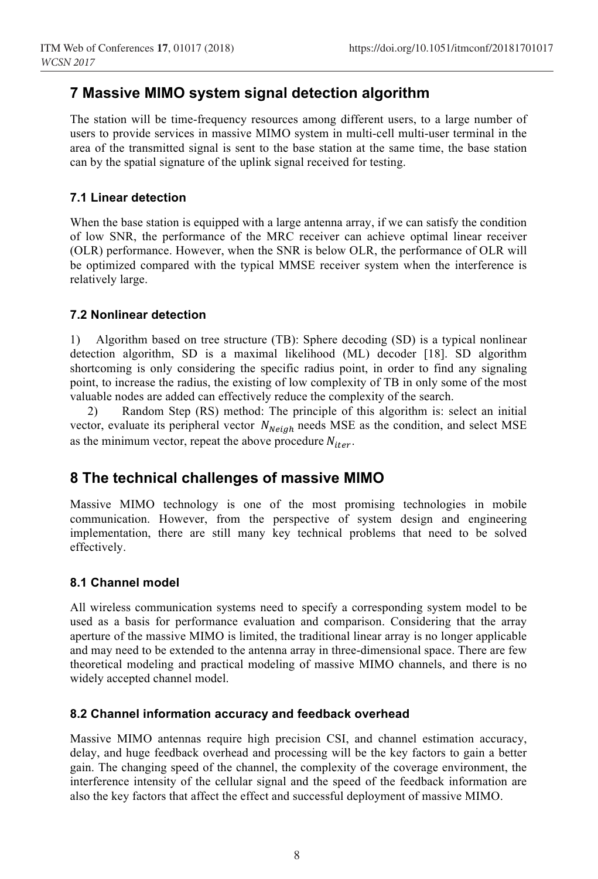## 7 Massive MIMO system signal detection algorithm

The station will be time-frequency resources among different users, to a large number of users to provide services in massive MIMO system in multi-cell multi-user terminal in the area of the transmitted signal is sent to the base station at the same time, the base station can by the spatial signature of the uplink signal received for testing.

### 7.1 Linear detection

When the base station is equipped with a large antenna array, if we can satisfy the condition of low SNR, the performance of the MRC receiver can achieve optimal linear receiver (OLR) performance. However, when the SNR is below OLR, the performance of OLR will be optimized compared with the typical MMSE receiver system when the interference is relatively large.

### 7.2 Nonlinear detection

1) Algorithm based on tree structure (TB): Sphere decoding (SD) is a typical nonlinear detection algorithm, SD is a maximal likelihood (ML) decoder [18]. SD algorithm shortcoming is only considering the specific radius point, in order to find any signaling point, to increase the radius, the existing of low complexity of TB in only some of the most valuable nodes are added can effectively reduce the complexity of the search.

2) Random Step (RS) method: The principle of this algorithm is: select an initial vector, evaluate its peripheral vector $N_{Neigh}$ needs MSE as the condition, and select MSE as the minimum vector, repeat the above procedure $N_{iter}$.

## 8 The technical challenges of massive MIMO

Massive MIMO technology is one of the most promising technologies in mobile communication. However, from the perspective of system design and engineering implementation, there are still many key technical problems that need to be solved effectively.

### 8.1 Channel model

All wireless communication systems need to specify a corresponding system model to be used as a basis for performance evaluation and comparison. Considering that the array aperture of the massive MIMO is limited, the traditional linear array is no longer applicable and may need to be extended to the antenna array in three-dimensional space. There are few theoretical modeling and practical modeling of massive MIMO channels, and there is no widely accepted channel model.

### 8.2 Channel information accuracy and feedback overhead

Massive MIMO antennas require high precision CSI, and channel estimation accuracy, delay, and huge feedback overhead and processing will be the key factors to gain a better gain. The changing speed of the channel, the complexity of the coverage environment, the interference intensity of the cellular signal and the speed of the feedback information are also the key factors that affect the effect and successful deployment of massive MIMO.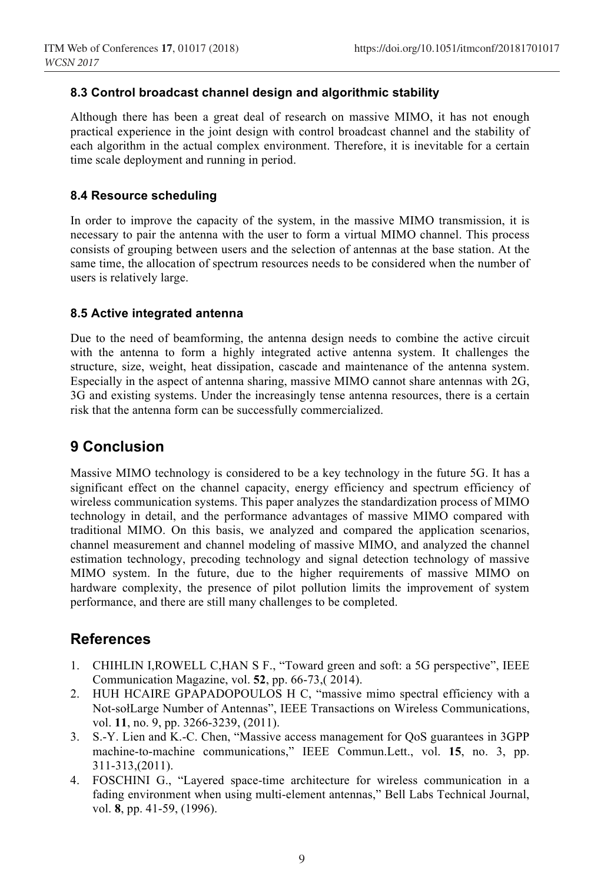### 8.3 Control broadcast channel design and algorithmic stability

Although there has been a great deal of research on massive MIMO, it has not enough practical experience in the joint design with control broadcast channel and the stability of each algorithm in the actual complex environment. Therefore, it is inevitable for a certain time scale deployment and running in period.

### 8.4 Resource scheduling

In order to improve the capacity of the system, in the massive MIMO transmission, it is necessary to pair the antenna with the user to form a virtual MIMO channel. This process consists of grouping between users and the selection of antennas at the base station. At the same time, the allocation of spectrum resources needs to be considered when the number of users is relatively large.

### 8.5 Active integrated antenna

Due to the need of beamforming, the antenna design needs to combine the active circuit with the antenna to form a highly integrated active antenna system. It challenges the structure, size, weight, heat dissipation, cascade and maintenance of the antenna system. Especially in the aspect of antenna sharing, massive MIMO cannot share antennas with 2G, 3G and existing systems. Under the increasingly tense antenna resources, there is a certain risk that the antenna form can be successfully commercialized.

## 9 Conclusion

Massive MIMO technology is considered to be a key technology in the future 5G. It has a significant effect on the channel capacity, energy efficiency and spectrum efficiency of wireless communication systems. This paper analyzes the standardization process of MIMO technology in detail, and the performance advantages of massive MIMO compared with traditional MIMO. On this basis, we analyzed and compared the application scenarios, channel measurement and channel modeling of massive MIMO, and analyzed the channel estimation technology, precoding technology and signal detection technology of massive MIMO system. In the future, due to the higher requirements of massive MIMO on hardware complexity, the presence of pilot pollution limits the improvement of system performance, and there are still many challenges to be completed.

## References

1. CHIHLIN I,ROWELL C,HAN S F., "Toward green and soft: a 5G perspective", IEEE Communication Magazine, vol. **52**, pp. 66-73,( 2014).
2. HUH HCAIRE GPAPADOPOULOS H C, "massive mimo spectral efficiency with a Not-sołLarge Number of Antennas", IEEE Transactions on Wireless Communications, vol. **11**, no. 9, pp. 3266-3239, (2011).
3. S.-Y. Lien and K.-C. Chen, "Massive access management for QoS guarantees in 3GPP machine-to-machine communications," IEEE Commun.Lett., vol. **15**, no. 3, pp. 311-313,(2011).
4. FOSCHINI G., "Layered space-time architecture for wireless communication in a fading environment when using multi-element antennas," Bell Labs Technical Journal, vol. **8**, pp. 41-59, (1996).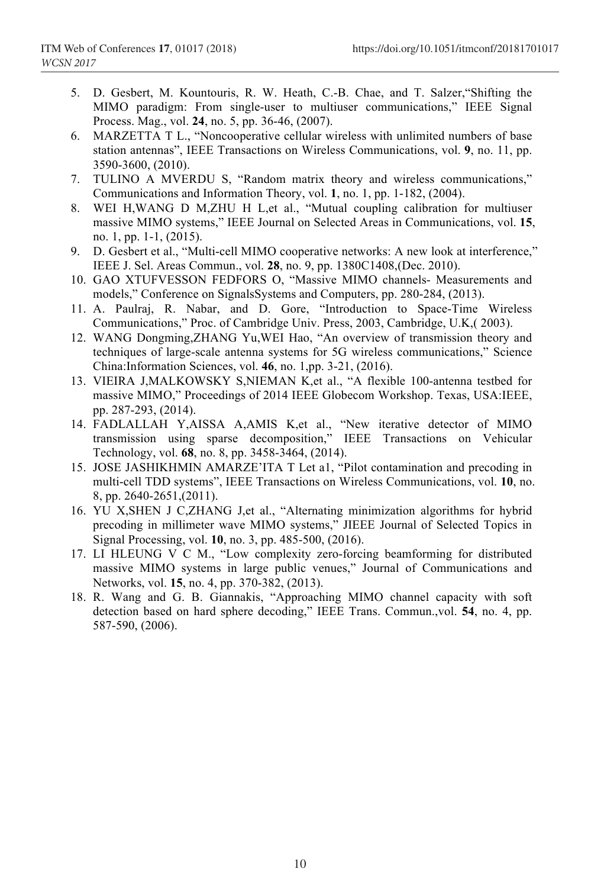5. D. Gesbert, M. Kountouris, R. W. Heath, C.-B. Chae, and T. Salzer,"Shifting the MIMO paradigm: From single-user to multiuser communications," IEEE Signal Process. Mag., vol. **24**, no. 5, pp. 36-46, (2007).
6. MARZETTA T L., "Noncooperative cellular wireless with unlimited numbers of base station antennas", IEEE Transactions on Wireless Communications, vol. **9**, no. 11, pp. 3590-3600, (2010).
7. TULINO A MVERDU S, "Random matrix theory and wireless communications," Communications and Information Theory, vol. **1**, no. 1, pp. 1-182, (2004).
8. WEI H,WANG D M,ZHU H L,et al., "Mutual coupling calibration for multiuser massive MIMO systems," IEEE Journal on Selected Areas in Communications, vol. **15**, no. 1, pp. 1-1, (2015).
9. D. Gesbert et al., "Multi-cell MIMO cooperative networks: A new look at interference," IEEE J. Sel. Areas Commun., vol. **28**, no. 9, pp. 1380C1408,(Dec. 2010).
10. GAO XTUFVESSON FEDFORS O, "Massive MIMO channels- Measurements and models," Conference on SignalsSystems and Computers, pp. 280-284, (2013).
11. A. Paulraj, R. Nabar, and D. Gore, "Introduction to Space-Time Wireless Communications," Proc. of Cambridge Univ. Press, 2003, Cambridge, U.K,( 2003).
12. WANG Dongming,ZHANG Yu,WEI Hao, "An overview of transmission theory and techniques of large-scale antenna systems for 5G wireless communications," Science China:Information Sciences, vol. **46**, no. 1,pp. 3-21, (2016).
13. VIEIRA J,MALKOWSKY S,NIEMAN K,et al., "A flexible 100-antenna testbed for massive MIMO," Proceedings of 2014 IEEE Globecom Workshop. Texas, USA:IEEE, pp. 287-293, (2014).
14. FADLALLAH Y,AISSA A,AMIS K,et al., "New iterative detector of MIMO transmission using sparse decomposition," IEEE Transactions on Vehicular Technology, vol. **68**, no. 8, pp. 3458-3464, (2014).
15. JOSE JASHIKHMIN AMARZE'ITA T Let a1, "Pilot contamination and precoding in multi-cell TDD systems", IEEE Transactions on Wireless Communications, vol. **10**, no. 8, pp. 2640-2651,(2011).
16. YU X,SHEN J C,ZHANG J,et al., "Alternating minimization algorithms for hybrid precoding in millimeter wave MIMO systems," JIEEE Journal of Selected Topics in Signal Processing, vol. **10**, no. 3, pp. 485-500, (2016).
17. LI HLEUNG V C M., "Low complexity zero-forcing beamforming for distributed massive MIMO systems in large public venues," Journal of Communications and Networks, vol. **15**, no. 4, pp. 370-382, (2013).
18. R. Wang and G. B. Giannakis, "Approaching MIMO channel capacity with soft detection based on hard sphere decoding," IEEE Trans. Commun.,vol. **54**, no. 4, pp. 587-590, (2006).